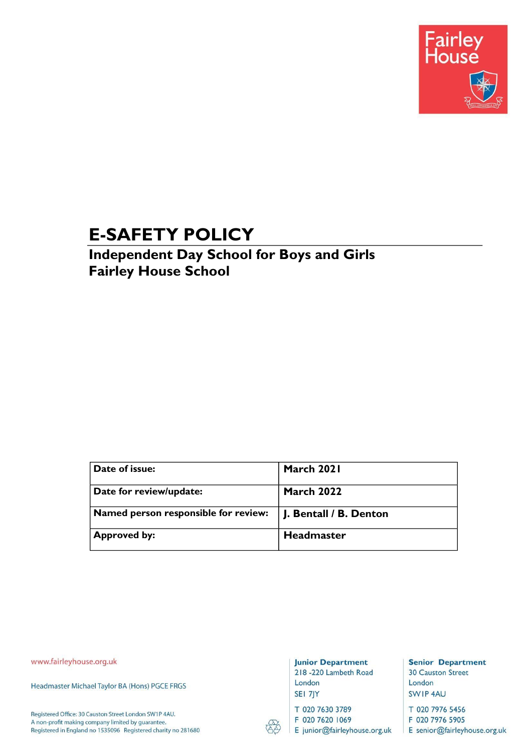# E-SAFETY POLICY

## Independent Day School for Boys and Girls
## Fairley House School

| Date of issue: | March 2021 |
|---|---|
| Date for review/update: | March 2022 |
| Named person responsible for review: | J. Bentall / B. Denton |
| Approved by: | Headmaster |

www.fairleyhouse.org.uk

Headmaster Michael Taylor BA (Hons) PGCE FRGS

Registered Office: 30 Causton Street London SW1P 4AU.
A non-profit making company limited by guarantee.
Registered in England no 1535096 Registered charity no 281680

**Junior Department**
218 -220 Lambeth Road
London
SE1 7JY

T 020 7630 3789
F 020 7620 1069
E junior@fairleyhouse.org.uk

**Senior Department**
30 Causton Street
London
SW1P 4AU

T 020 7976 5456
F 020 7976 5905
E senior@fairleyhouse.org.uk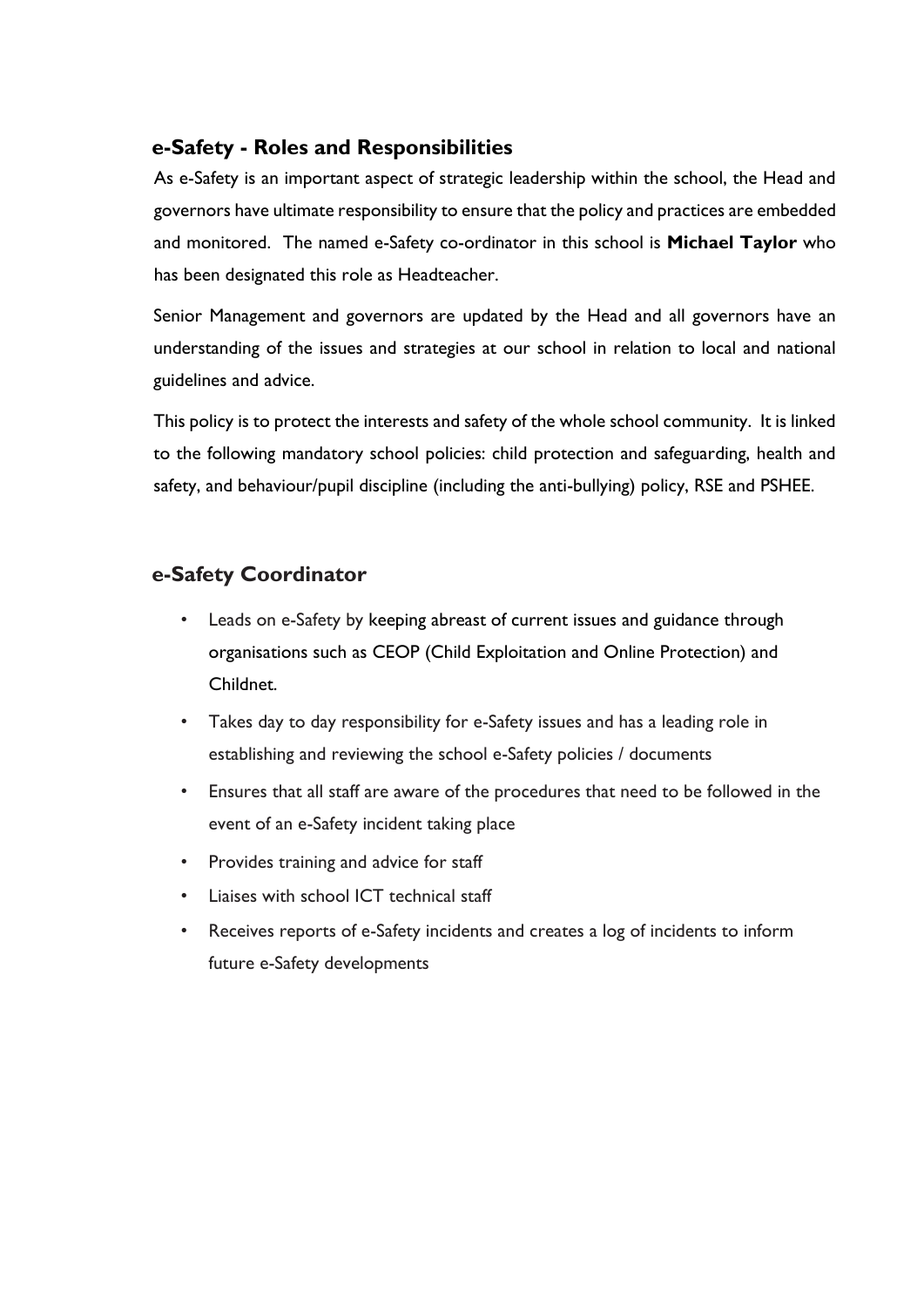## e-Safety - Roles and Responsibilities

As e-Safety is an important aspect of strategic leadership within the school, the Head and governors have ultimate responsibility to ensure that the policy and practices are embedded and monitored. The named e-Safety co-ordinator in this school is **Michael Taylor** who has been designated this role as Headteacher.

Senior Management and governors are updated by the Head and all governors have an understanding of the issues and strategies at our school in relation to local and national guidelines and advice.

This policy is to protect the interests and safety of the whole school community. It is linked to the following mandatory school policies: child protection and safeguarding, health and safety, and behaviour/pupil discipline (including the anti-bullying) policy, RSE and PSHEE.

## e-Safety Coordinator

- Leads on e-Safety by keeping abreast of current issues and guidance through organisations such as CEOP (Child Exploitation and Online Protection) and Childnet.
- Takes day to day responsibility for e-Safety issues and has a leading role in establishing and reviewing the school e-Safety policies / documents
- Ensures that all staff are aware of the procedures that need to be followed in the event of an e-Safety incident taking place
- Provides training and advice for staff
- Liaises with school ICT technical staff
- Receives reports of e-Safety incidents and creates a log of incidents to inform future e-Safety developments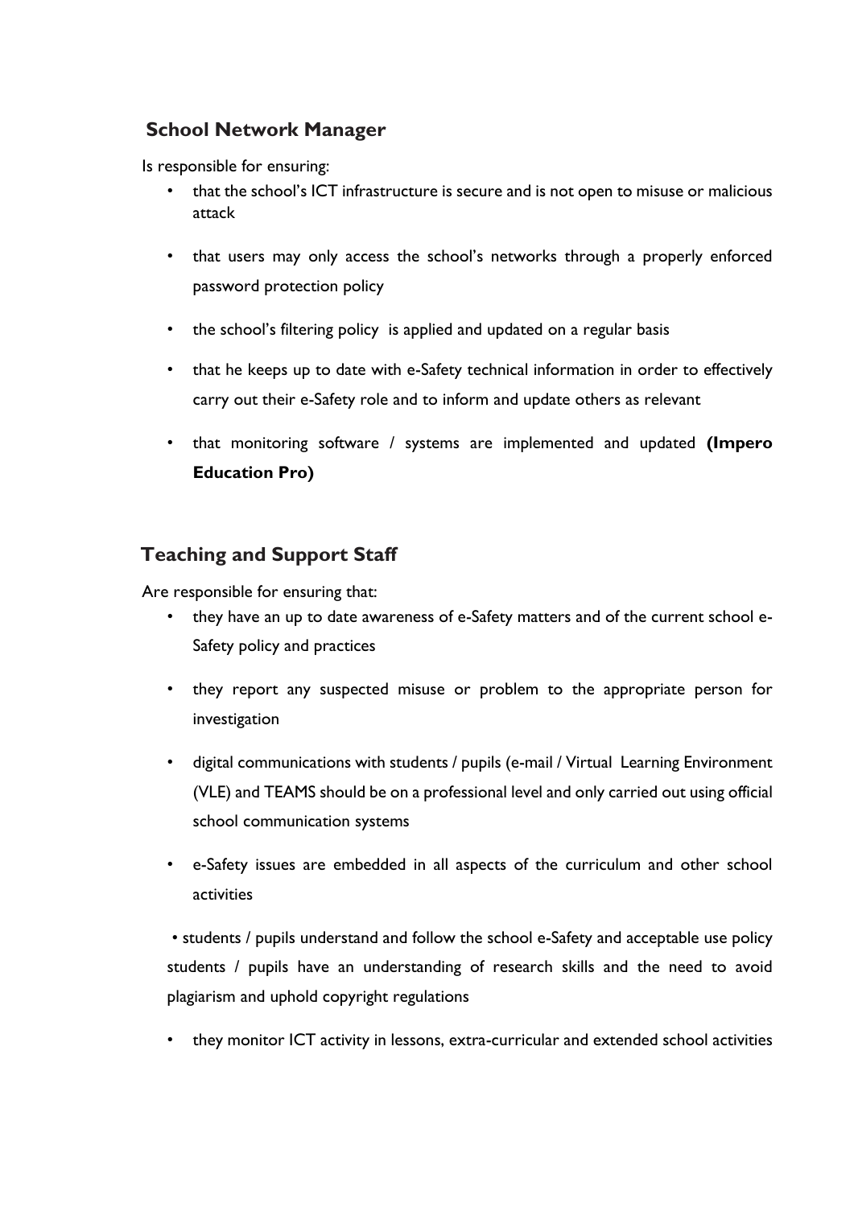## School Network Manager

Is responsible for ensuring:

- that the school's ICT infrastructure is secure and is not open to misuse or malicious attack
- that users may only access the school's networks through a properly enforced password protection policy
- the school's filtering policy is applied and updated on a regular basis
- that he keeps up to date with e-Safety technical information in order to effectively carry out their e-Safety role and to inform and update others as relevant
- that monitoring software / systems are implemented and updated **(Impero Education Pro)**

## Teaching and Support Staff

Are responsible for ensuring that:

- they have an up to date awareness of e-Safety matters and of the current school e-Safety policy and practices
- they report any suspected misuse or problem to the appropriate person for investigation
- digital communications with students / pupils (e-mail / Virtual Learning Environment (VLE) and TEAMS should be on a professional level and only carried out using official school communication systems
- e-Safety issues are embedded in all aspects of the curriculum and other school activities

• students / pupils understand and follow the school e-Safety and acceptable use policy students / pupils have an understanding of research skills and the need to avoid plagiarism and uphold copyright regulations

- they monitor ICT activity in lessons, extra-curricular and extended school activities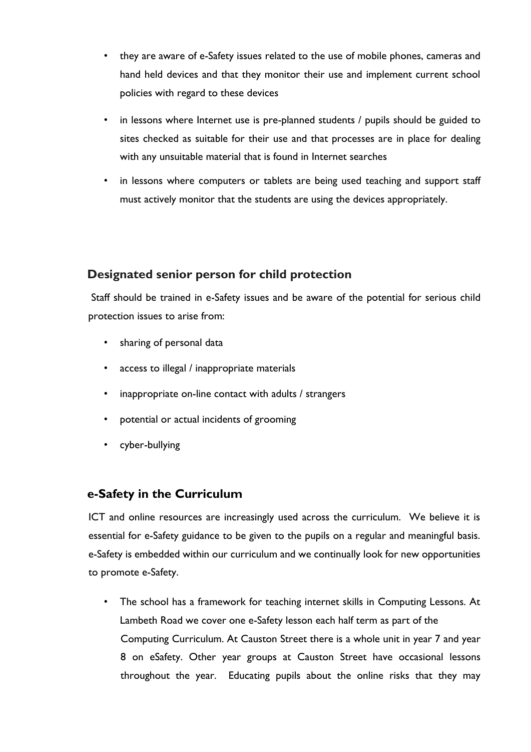- they are aware of e-Safety issues related to the use of mobile phones, cameras and hand held devices and that they monitor their use and implement current school policies with regard to these devices
- in lessons where Internet use is pre-planned students / pupils should be guided to sites checked as suitable for their use and that processes are in place for dealing with any unsuitable material that is found in Internet searches
- in lessons where computers or tablets are being used teaching and support staff must actively monitor that the students are using the devices appropriately.

## Designated senior person for child protection

Staff should be trained in e-Safety issues and be aware of the potential for serious child protection issues to arise from:

- sharing of personal data
- access to illegal / inappropriate materials
- inappropriate on-line contact with adults / strangers
- potential or actual incidents of grooming
- cyber-bullying

## e-Safety in the Curriculum

ICT and online resources are increasingly used across the curriculum. We believe it is essential for e-Safety guidance to be given to the pupils on a regular and meaningful basis. e-Safety is embedded within our curriculum and we continually look for new opportunities to promote e-Safety.

- The school has a framework for teaching internet skills in Computing Lessons. At Lambeth Road we cover one e-Safety lesson each half term as part of the Computing Curriculum. At Causton Street there is a whole unit in year 7 and year 8 on eSafety. Other year groups at Causton Street have occasional lessons throughout the year. Educating pupils about the online risks that they may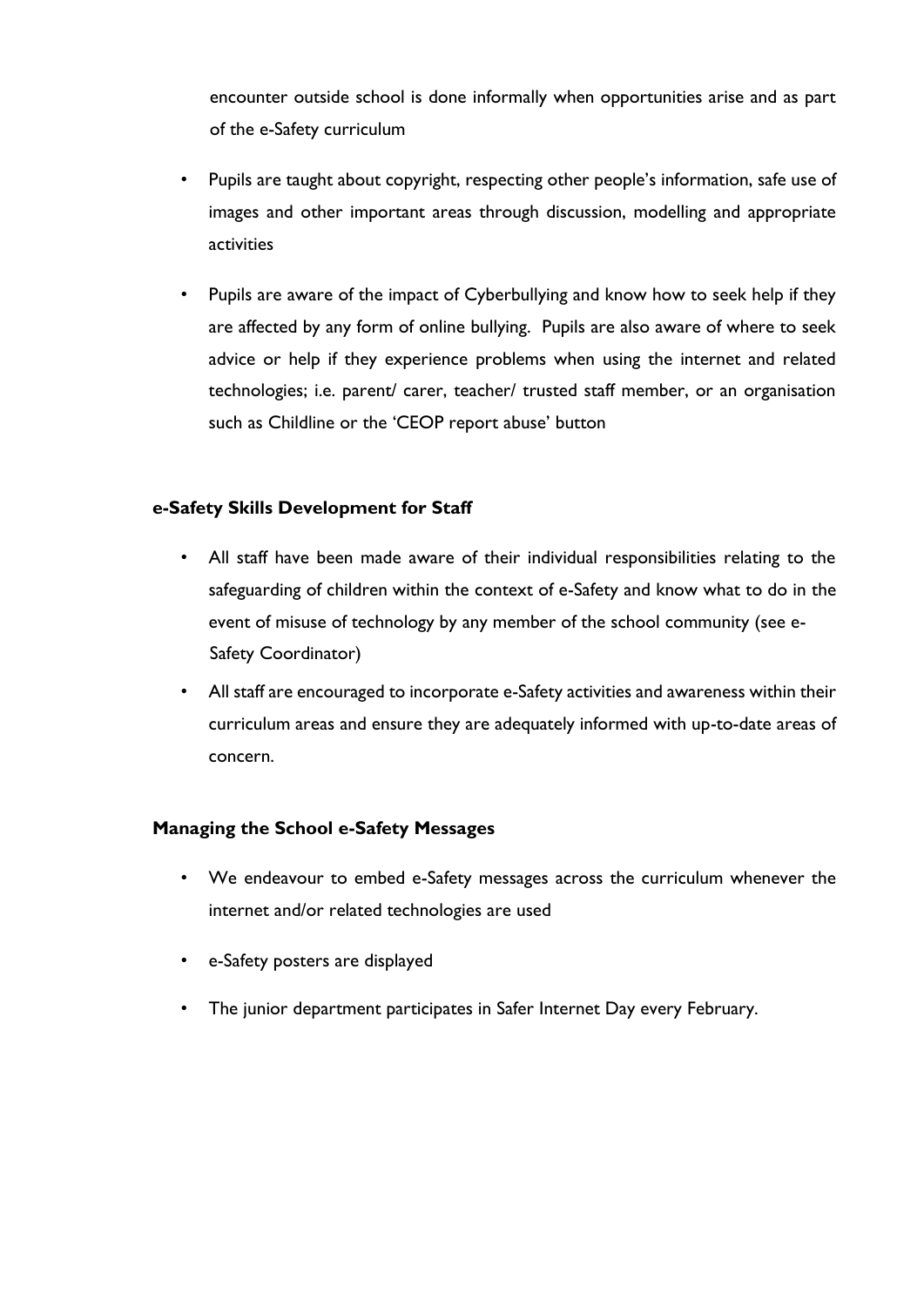encounter outside school is done informally when opportunities arise and as part of the e-Safety curriculum

- Pupils are taught about copyright, respecting other people's information, safe use of images and other important areas through discussion, modelling and appropriate activities
- Pupils are aware of the impact of Cyberbullying and know how to seek help if they are affected by any form of online bullying. Pupils are also aware of where to seek advice or help if they experience problems when using the internet and related technologies; i.e. parent/ carer, teacher/ trusted staff member, or an organisation such as Childline or the 'CEOP report abuse' button

**e-Safety Skills Development for Staff**

- All staff have been made aware of their individual responsibilities relating to the safeguarding of children within the context of e-Safety and know what to do in the event of misuse of technology by any member of the school community (see e-Safety Coordinator)
- All staff are encouraged to incorporate e-Safety activities and awareness within their curriculum areas and ensure they are adequately informed with up-to-date areas of concern.

**Managing the School e-Safety Messages**

- We endeavour to embed e-Safety messages across the curriculum whenever the internet and/or related technologies are used
- e-Safety posters are displayed
- The junior department participates in Safer Internet Day every February.